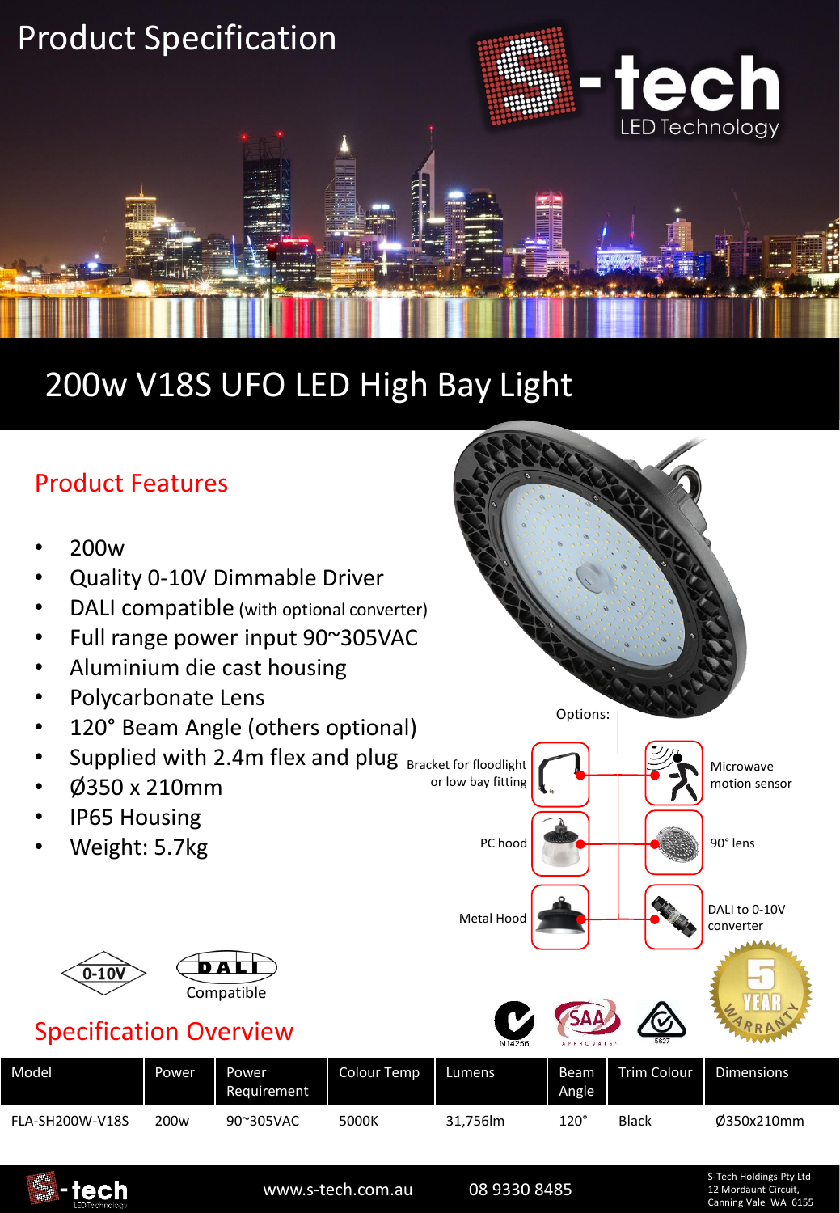# Product Specification

S-tech LED Technology

## 200w V18S UFO LED High Bay Light

### Product Features

- 200w
- Quality 0-10V Dimmable Driver
- DALI compatible (with optional converter)
- Full range power input 90~305VAC
- Aluminium die cast housing
- Polycarbonate Lens
- 120° Beam Angle (others optional)
- Supplied with 2.4m flex and plug
- Ø350 x 210mm
- IP65 Housing
- Weight: 5.7kg

Options:

- Bracket for floodlight or low bay fitting
- Microwave motion sensor
- PC hood
- 90° lens
- Metal Hood
- DALI to 0-10V converter

0-10V

DALI Compatible

5 YEAR WARRANTY

### Specification Overview

| Model | Power | Power Requirement | Colour Temp | Lumens | Beam Angle | Trim Colour | Dimensions |
|---|---|---|---|---|---|---|---|
| FLA-SH200W-V18S | 200w | 90~305VAC | 5000K | 31,756lm | 120° | Black | Ø350x210mm |

www.s-tech.com.au 08 9330 8485

S-Tech Holdings Pty Ltd
12 Mordaunt Circuit,
Canning Vale WA 6155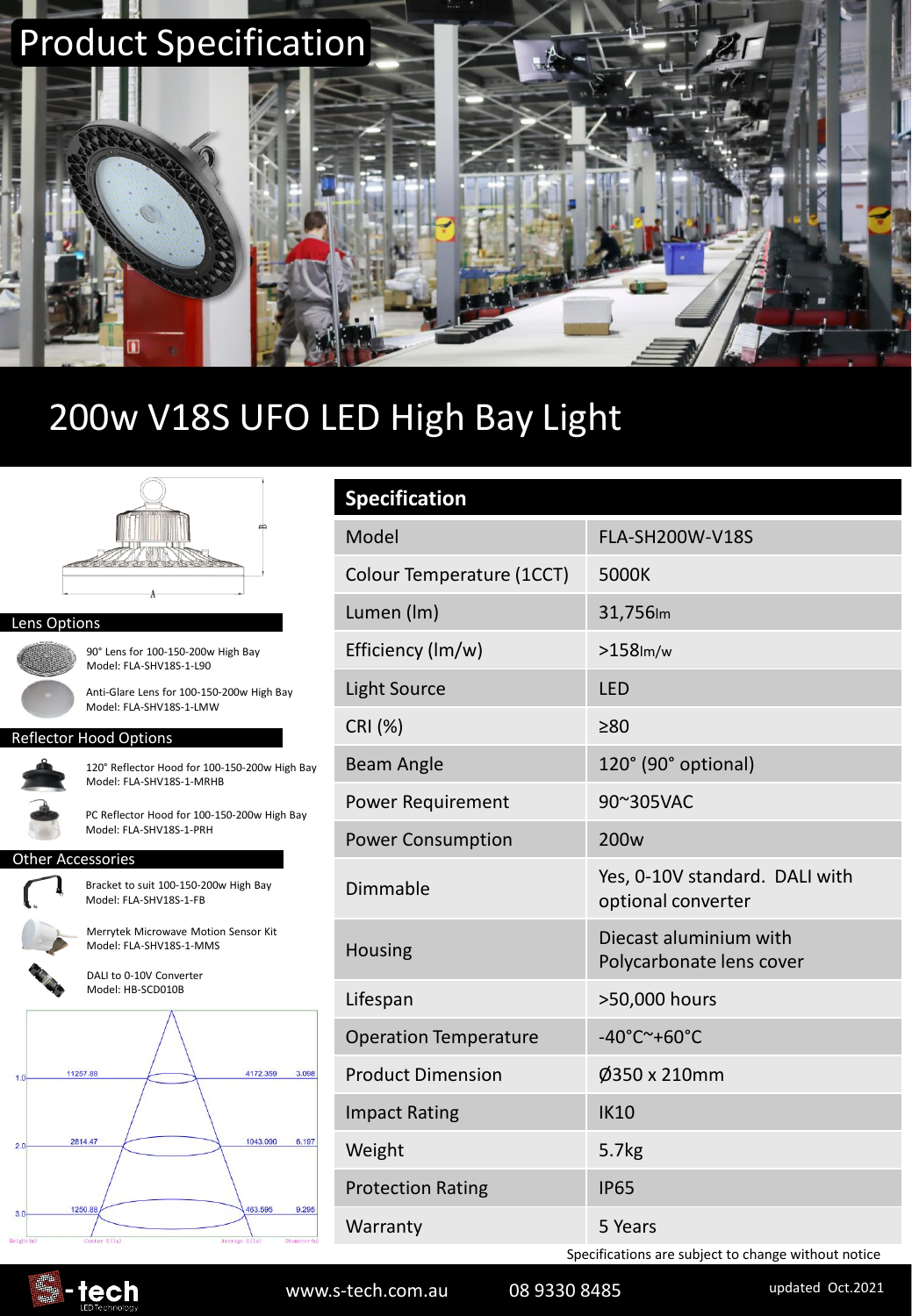# Product Specification

## 200w V18S UFO LED High Bay Light

B

A

### Lens Options

90° Lens for 100-150-200w High Bay
Model: FLA-SHV18S-1-L90

Anti-Glare Lens for 100-150-200w High Bay
Model: FLA-SHV18S-1-LMW

### Reflector Hood Options

120° Reflector Hood for 100-150-200w High Bay
Model: FLA-SHV18S-1-MRHB

PC Reflector Hood for 100-150-200w High Bay
Model: FLA-SHV18S-1-PRH

### Other Accessories

Bracket to suit 100-150-200w High Bay
Model: FLA-SHV18S-1-FB

Merrytek Microwave Motion Sensor Kit
Model: FLA-SHV18S-1-MMS

DALI to 0-10V Converter
Model: HB-SCD010B

1.0 11257.88 4172.359 3.098
2.0 2814.47 1043.090 6.197
3.0 1250.88 463.595 9.295
Height(m) Center E(lx) Average E(lx) Diameter(m)

| Specification | |
|---|---|
| Model | FLA-SH200W-V18S |
| Colour Temperature (1CCT) | 5000K |
| Lumen (lm) | 31,756lm |
| Efficiency (lm/w) | >158lm/w |
| Light Source | LED |
| CRI (%) | ≥80 |
| Beam Angle | 120° (90° optional) |
| Power Requirement | 90~305VAC |
| Power Consumption | 200w |
| Dimmable | Yes, 0-10V standard. DALI with optional converter |
| Housing | Diecast aluminium with Polycarbonate lens cover |
| Lifespan | >50,000 hours |
| Operation Temperature | -40°C~+60°C |
| Product Dimension | Ø350 x 210mm |
| Impact Rating | IK10 |
| Weight | 5.7kg |
| Protection Rating | IP65 |
| Warranty | 5 Years |

Specifications are subject to change without notice

S-tech LED Technology www.s-tech.com.au 08 9330 8485 updated Oct.2021